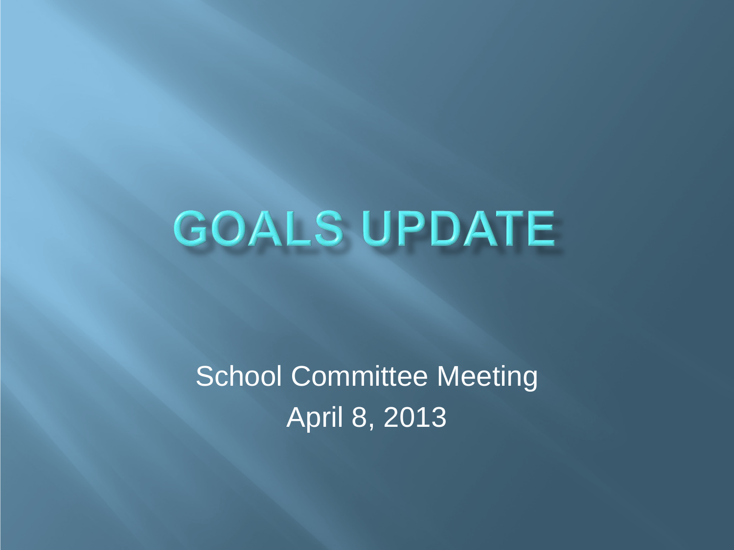# GOALS UPDATE

School Committee Meeting

April 8, 2013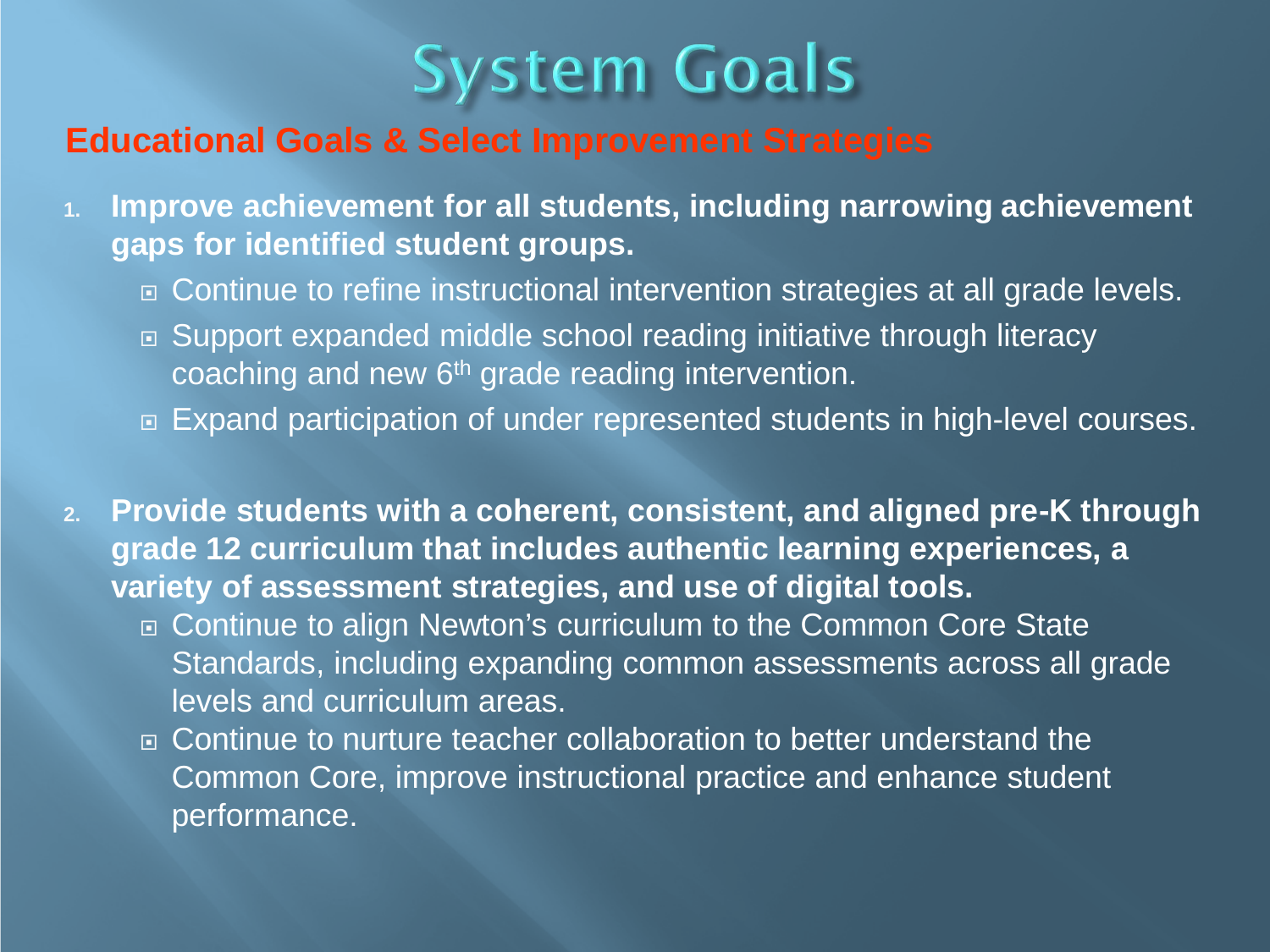# System Goals

## Educational Goals & Select Improvement Strategies

1. **Improve achievement for all students, including narrowing achievement gaps for identified student groups.**
   - Continue to refine instructional intervention strategies at all grade levels.
   - Support expanded middle school reading initiative through literacy coaching and new 6th grade reading intervention.
   - Expand participation of under represented students in high-level courses.

2. **Provide students with a coherent, consistent, and aligned pre-K through grade 12 curriculum that includes authentic learning experiences, a variety of assessment strategies, and use of digital tools.**
   - Continue to align Newton's curriculum to the Common Core State Standards, including expanding common assessments across all grade levels and curriculum areas.
   - Continue to nurture teacher collaboration to better understand the Common Core, improve instructional practice and enhance student performance.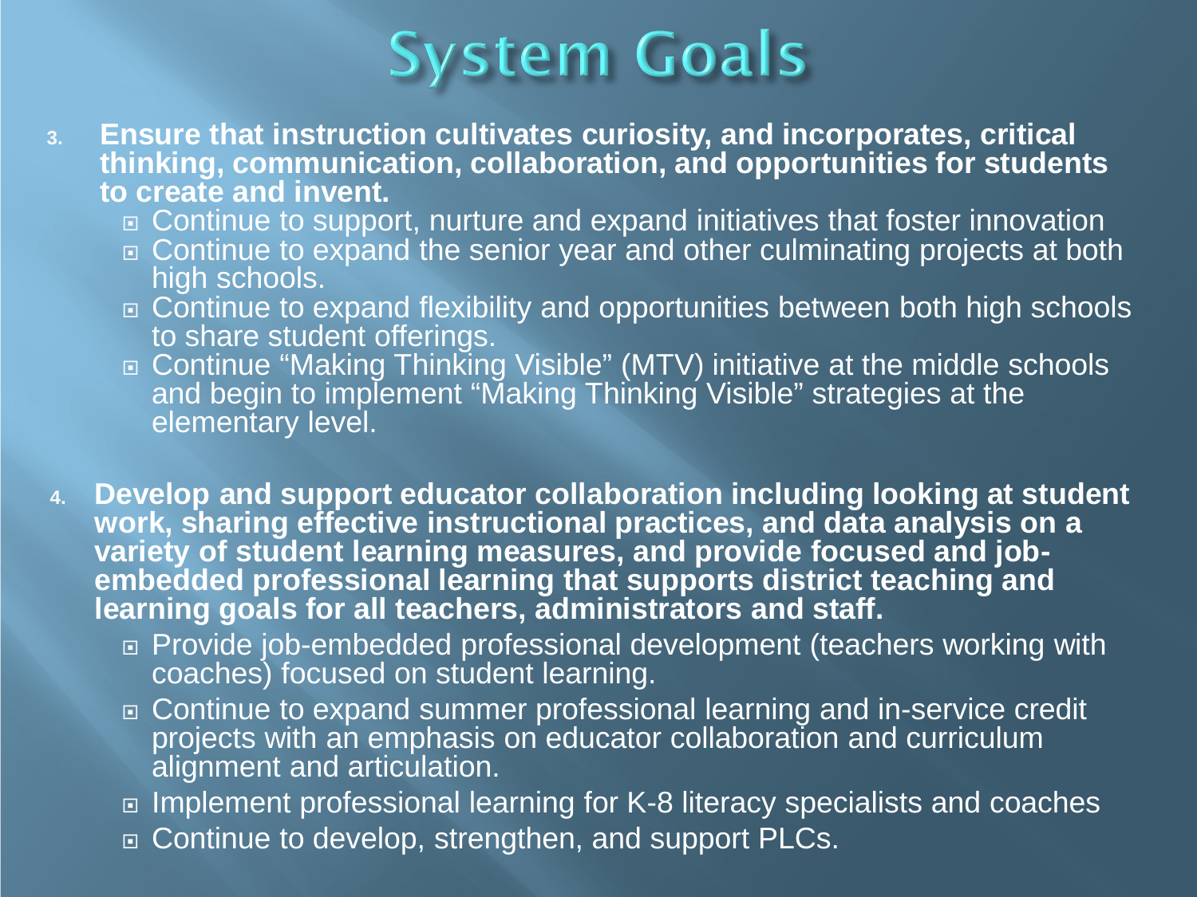# System Goals

3. **Ensure that instruction cultivates curiosity, and incorporates, critical thinking, communication, collaboration, and opportunities for students to create and invent.**
   - Continue to support, nurture and expand initiatives that foster innovation
   - Continue to expand the senior year and other culminating projects at both high schools.
   - Continue to expand flexibility and opportunities between both high schools to share student offerings.
   - Continue "Making Thinking Visible" (MTV) initiative at the middle schools and begin to implement "Making Thinking Visible" strategies at the elementary level.

4. **Develop and support educator collaboration including looking at student work, sharing effective instructional practices, and data analysis on a variety of student learning measures, and provide focused and job-embedded professional learning that supports district teaching and learning goals for all teachers, administrators and staff.**
   - Provide job-embedded professional development (teachers working with coaches) focused on student learning.
   - Continue to expand summer professional learning and in-service credit projects with an emphasis on educator collaboration and curriculum alignment and articulation.
   - Implement professional learning for K-8 literacy specialists and coaches
   - Continue to develop, strengthen, and support PLCs.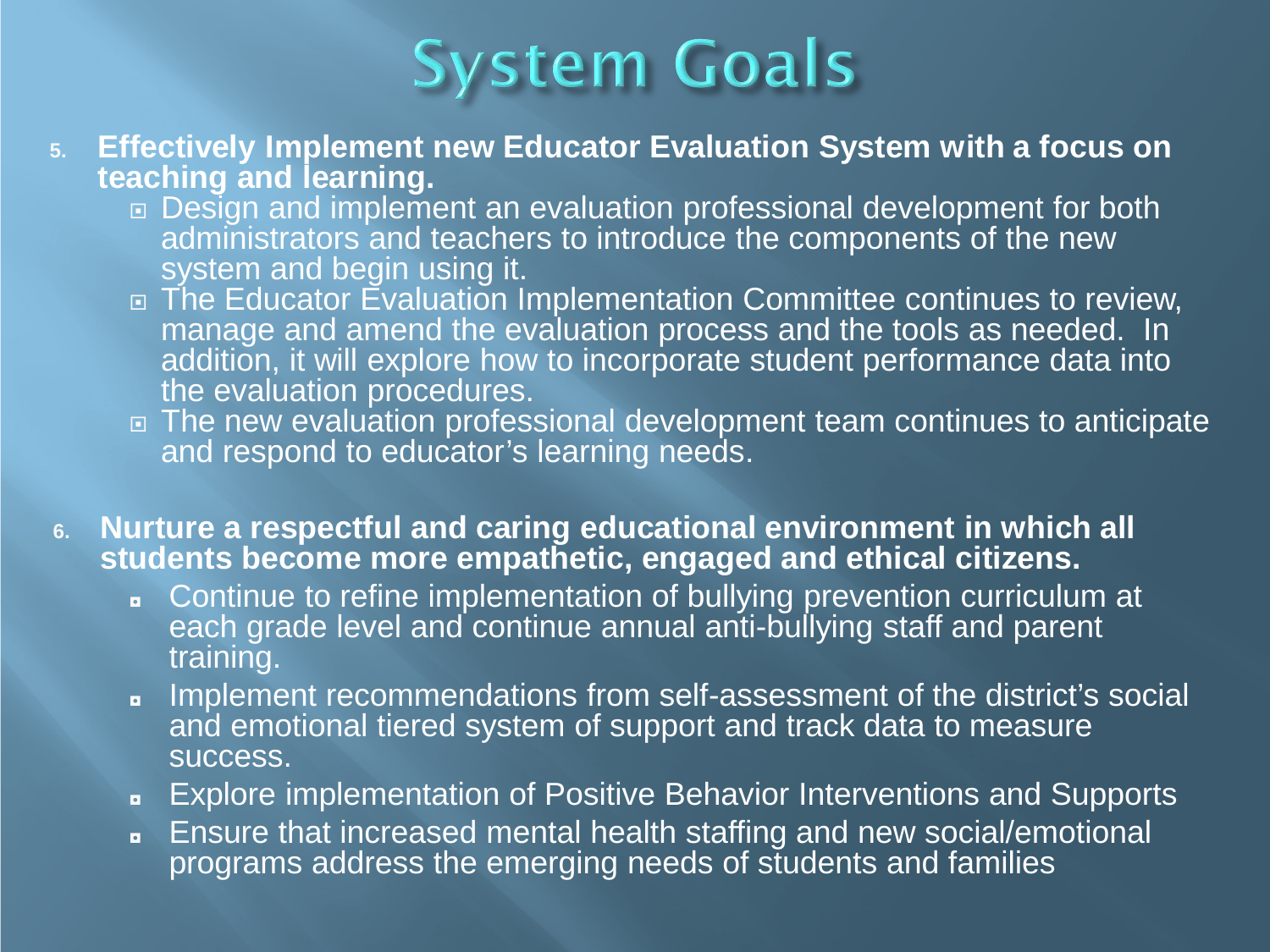# System Goals

5. **Effectively Implement new Educator Evaluation System with a focus on teaching and learning.**
   - Design and implement an evaluation professional development for both administrators and teachers to introduce the components of the new system and begin using it.
   - The Educator Evaluation Implementation Committee continues to review, manage and amend the evaluation process and the tools as needed. In addition, it will explore how to incorporate student performance data into the evaluation procedures.
   - The new evaluation professional development team continues to anticipate and respond to educator's learning needs.

6. **Nurture a respectful and caring educational environment in which all students become more empathetic, engaged and ethical citizens.**
   - Continue to refine implementation of bullying prevention curriculum at each grade level and continue annual anti-bullying staff and parent training.
   - Implement recommendations from self-assessment of the district's social and emotional tiered system of support and track data to measure success.
   - Explore implementation of Positive Behavior Interventions and Supports
   - Ensure that increased mental health staffing and new social/emotional programs address the emerging needs of students and families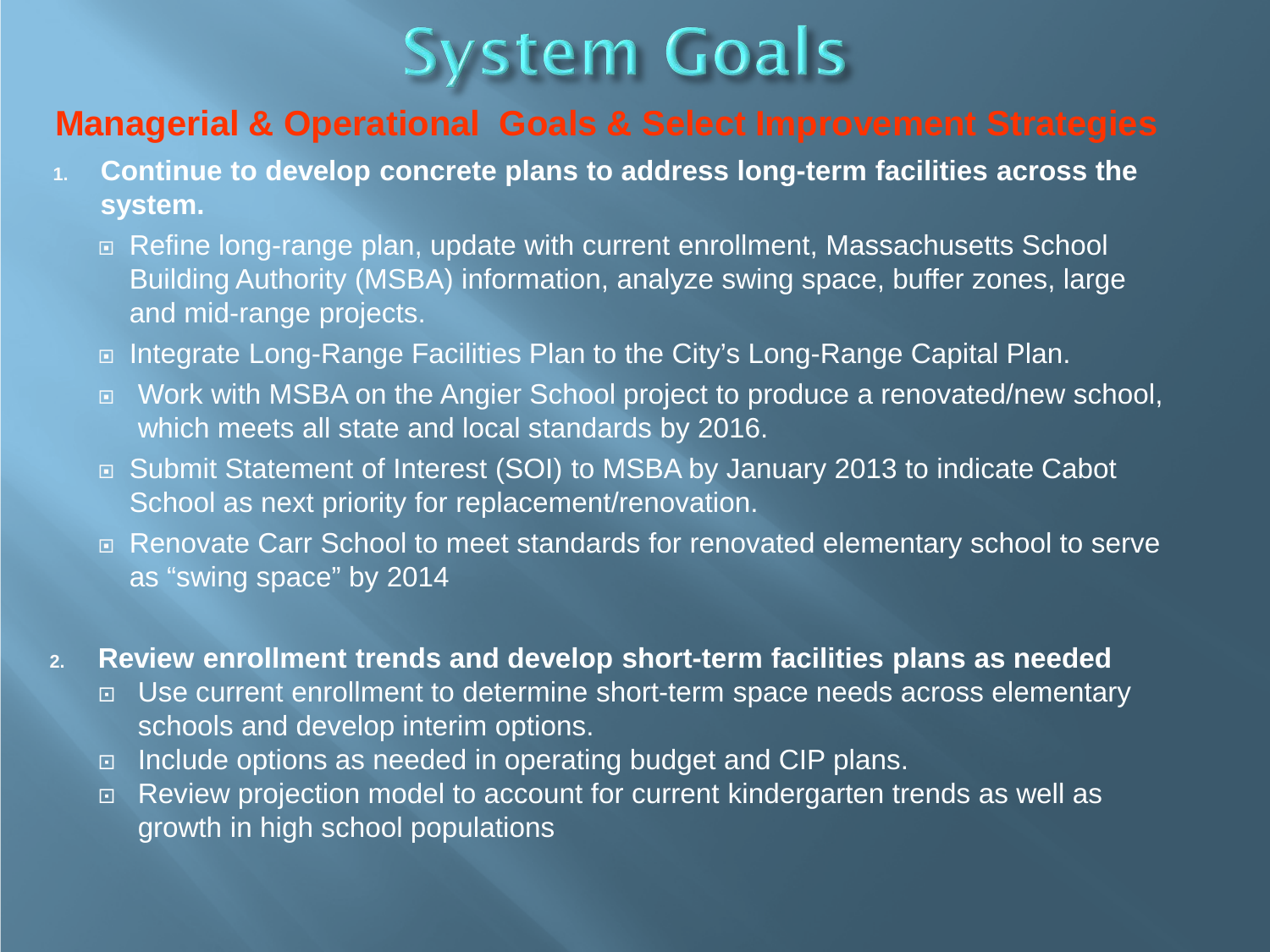# System Goals

## Managerial & Operational Goals & Select Improvement Strategies

1. **Continue to develop concrete plans to address long-term facilities across the system.**
   - Refine long-range plan, update with current enrollment, Massachusetts School Building Authority (MSBA) information, analyze swing space, buffer zones, large and mid-range projects.
   - Integrate Long-Range Facilities Plan to the City's Long-Range Capital Plan.
   - Work with MSBA on the Angier School project to produce a renovated/new school, which meets all state and local standards by 2016.
   - Submit Statement of Interest (SOI) to MSBA by January 2013 to indicate Cabot School as next priority for replacement/renovation.
   - Renovate Carr School to meet standards for renovated elementary school to serve as "swing space" by 2014

2. **Review enrollment trends and develop short-term facilities plans as needed**
   - Use current enrollment to determine short-term space needs across elementary schools and develop interim options.
   - Include options as needed in operating budget and CIP plans.
   - Review projection model to account for current kindergarten trends as well as growth in high school populations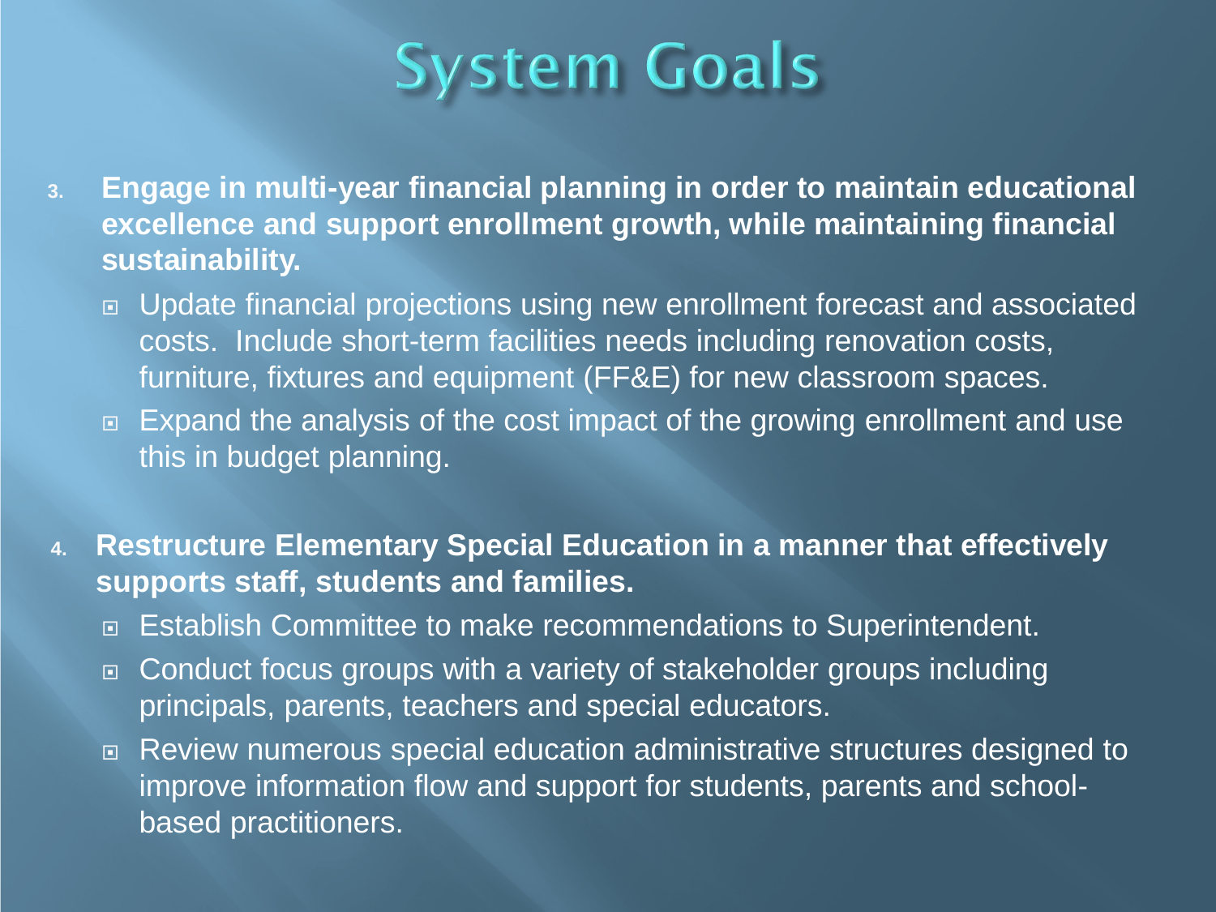# System Goals

3. **Engage in multi-year financial planning in order to maintain educational excellence and support enrollment growth, while maintaining financial sustainability.**
   - Update financial projections using new enrollment forecast and associated costs. Include short-term facilities needs including renovation costs, furniture, fixtures and equipment (FF&E) for new classroom spaces.
   - Expand the analysis of the cost impact of the growing enrollment and use this in budget planning.

4. **Restructure Elementary Special Education in a manner that effectively supports staff, students and families.**
   - Establish Committee to make recommendations to Superintendent.
   - Conduct focus groups with a variety of stakeholder groups including principals, parents, teachers and special educators.
   - Review numerous special education administrative structures designed to improve information flow and support for students, parents and school-based practitioners.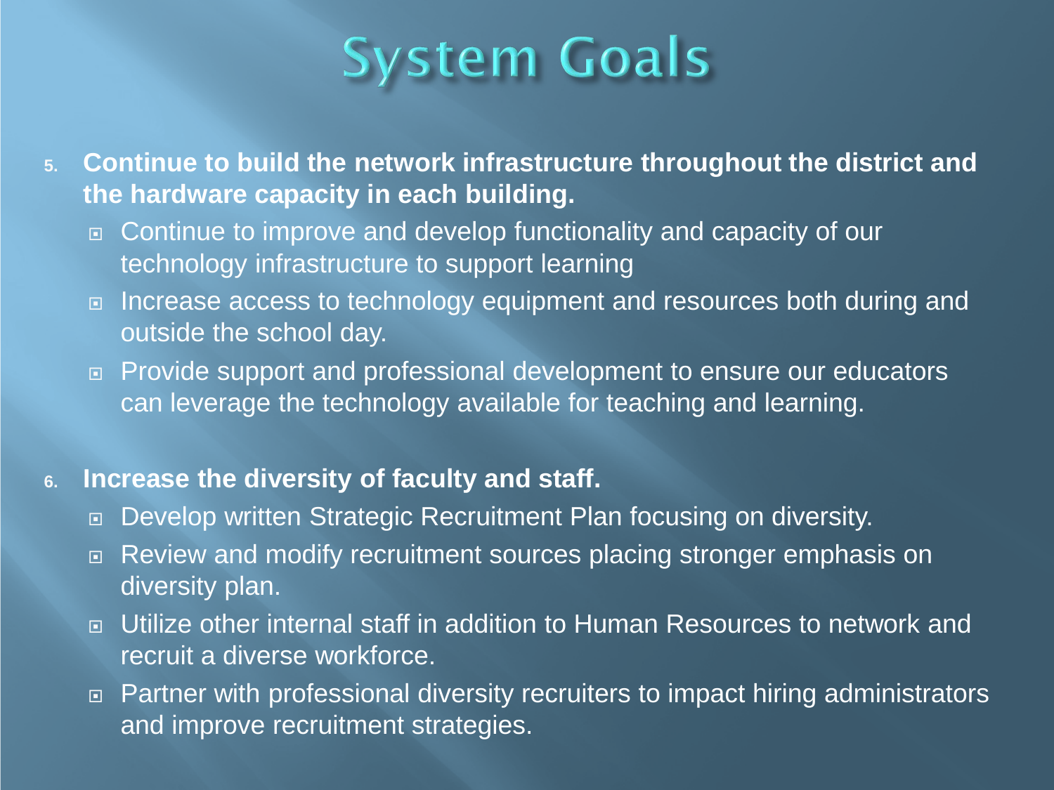# System Goals

5. **Continue to build the network infrastructure throughout the district and the hardware capacity in each building.**
   - Continue to improve and develop functionality and capacity of our technology infrastructure to support learning
   - Increase access to technology equipment and resources both during and outside the school day.
   - Provide support and professional development to ensure our educators can leverage the technology available for teaching and learning.

6. **Increase the diversity of faculty and staff.**
   - Develop written Strategic Recruitment Plan focusing on diversity.
   - Review and modify recruitment sources placing stronger emphasis on diversity plan.
   - Utilize other internal staff in addition to Human Resources to network and recruit a diverse workforce.
   - Partner with professional diversity recruiters to impact hiring administrators and improve recruitment strategies.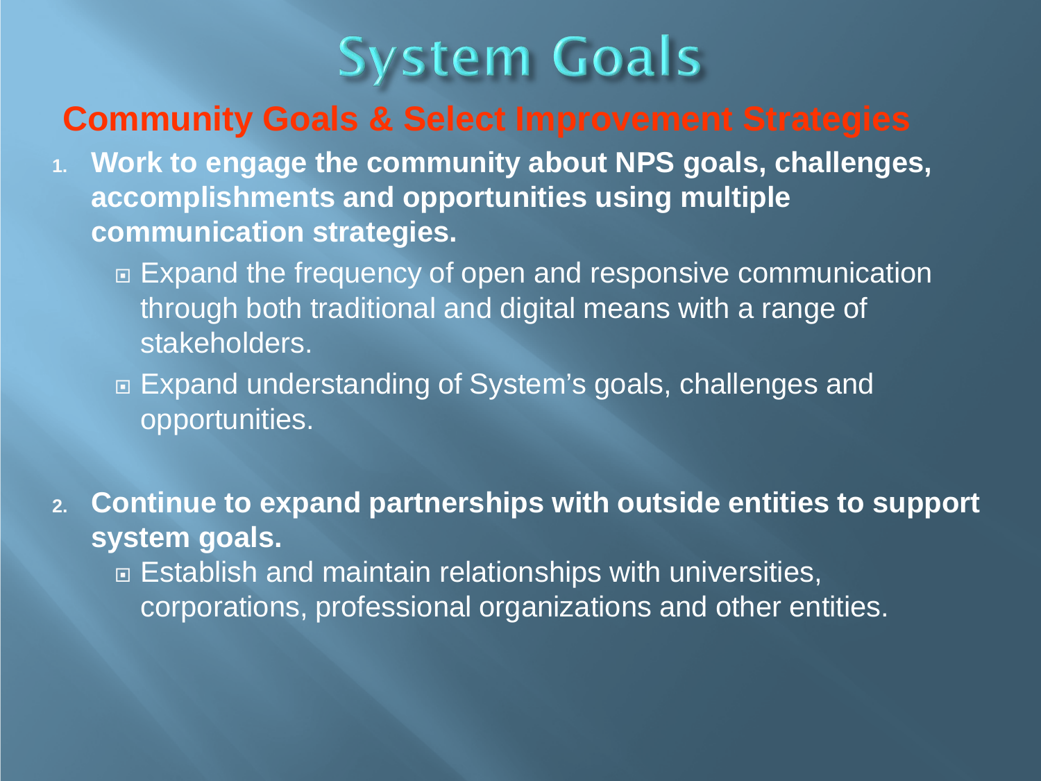# System Goals

## Community Goals & Select Improvement Strategies

1. **Work to engage the community about NPS goals, challenges, accomplishments and opportunities using multiple communication strategies.**
   - Expand the frequency of open and responsive communication through both traditional and digital means with a range of stakeholders.
   - Expand understanding of System's goals, challenges and opportunities.

2. **Continue to expand partnerships with outside entities to support system goals.**
   - Establish and maintain relationships with universities, corporations, professional organizations and other entities.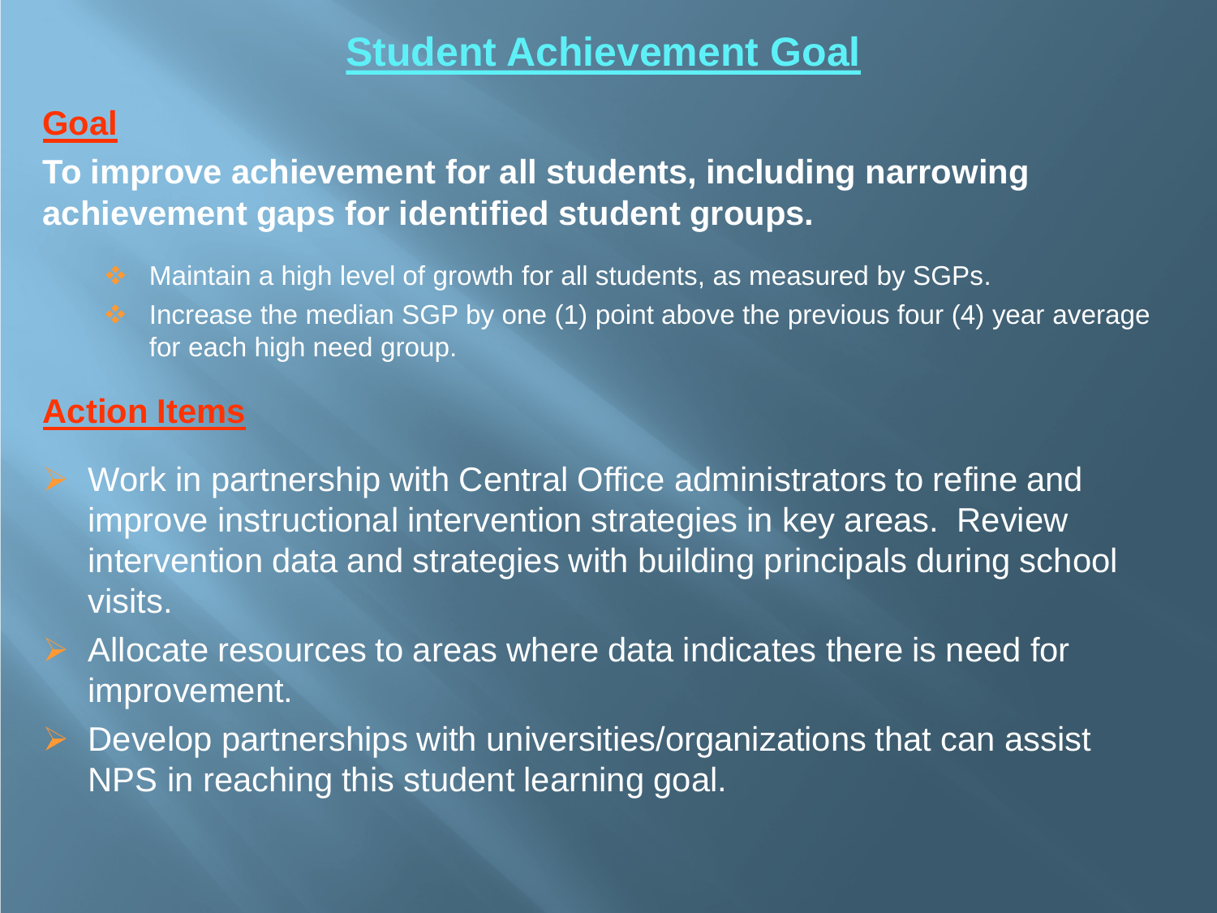# Student Achievement Goal

## Goal

**To improve achievement for all students, including narrowing achievement gaps for identified student groups.**

- Maintain a high level of growth for all students, as measured by SGPs.
- Increase the median SGP by one (1) point above the previous four (4) year average for each high need group.

## Action Items

- Work in partnership with Central Office administrators to refine and improve instructional intervention strategies in key areas. Review intervention data and strategies with building principals during school visits.
- Allocate resources to areas where data indicates there is need for improvement.
- Develop partnerships with universities/organizations that can assist NPS in reaching this student learning goal.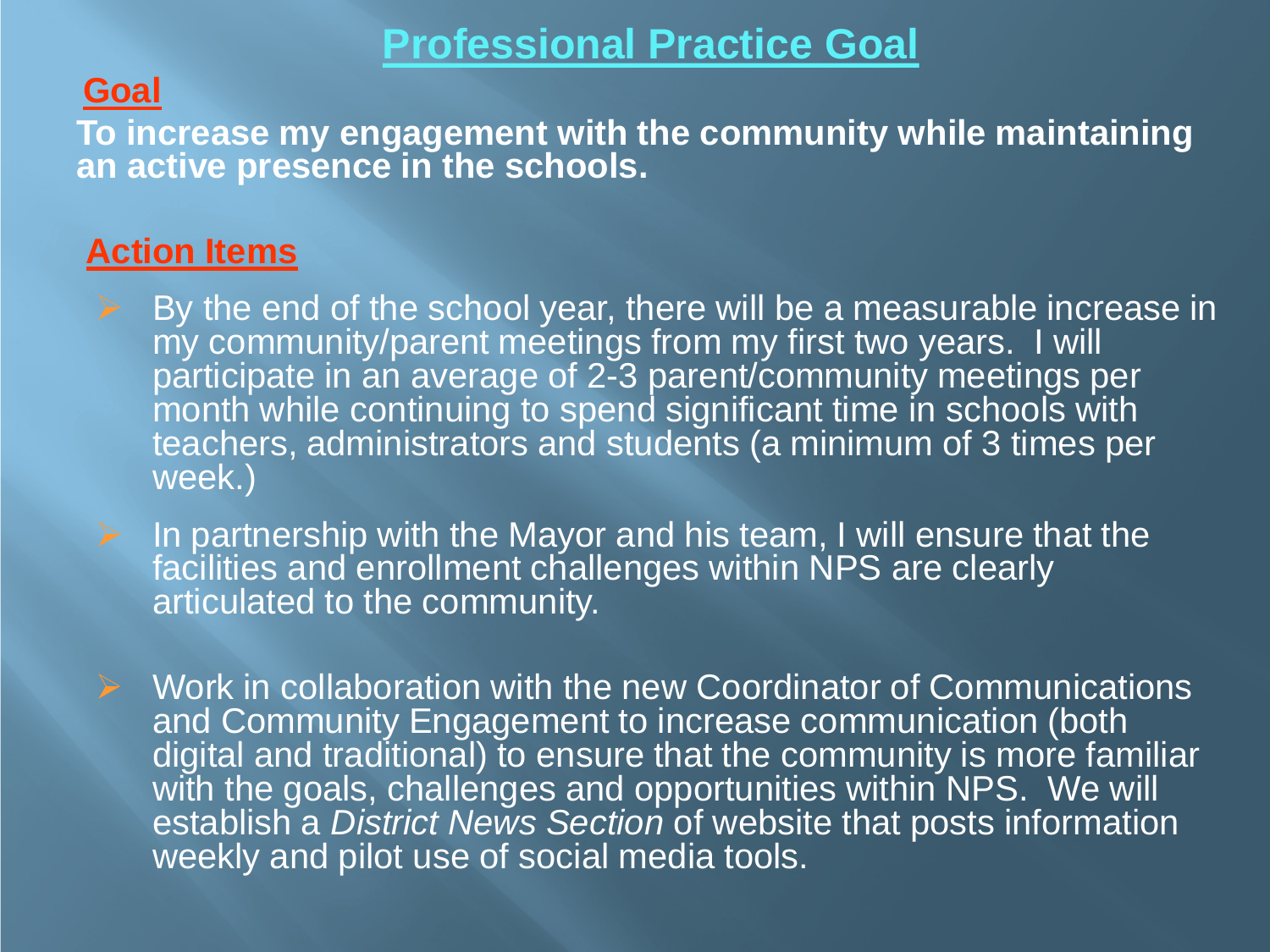# Professional Practice Goal

## Goal

**To increase my engagement with the community while maintaining an active presence in the schools.**

## Action Items

- By the end of the school year, there will be a measurable increase in my community/parent meetings from my first two years. I will participate in an average of 2-3 parent/community meetings per month while continuing to spend significant time in schools with teachers, administrators and students (a minimum of 3 times per week.)
- In partnership with the Mayor and his team, I will ensure that the facilities and enrollment challenges within NPS are clearly articulated to the community.
- Work in collaboration with the new Coordinator of Communications and Community Engagement to increase communication (both digital and traditional) to ensure that the community is more familiar with the goals, challenges and opportunities within NPS. We will establish a *District News Section* of website that posts information weekly and pilot use of social media tools.